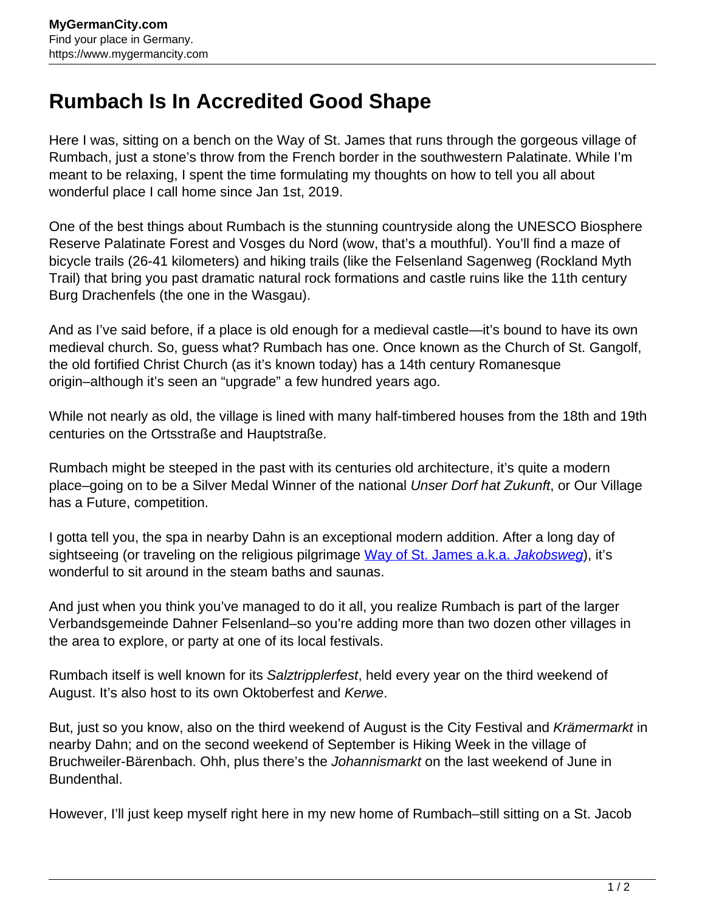# Rumbach Is In Accredited Good Shape

Here I was, sitting on a bench on the Way of St. James that runs through the gorgeous village of Rumbach, just a stone's throw from the French border in the southwestern Palatinate. While I'm meant to be relaxing, I spent the time formulating my thoughts on how to tell you all about wonderful place I call home since Jan 1st, 2019.

One of the best things about Rumbach is the stunning countryside along the UNESCO Biosphere Reserve Palatinate Forest and Vosges du Nord (wow, that's a mouthful). You'll find a maze of bicycle trails (26-41 kilometers) and hiking trails (like the Felsenland Sagenweg (Rockland Myth Trail) that bring you past dramatic natural rock formations and castle ruins like the 11th century Burg Drachenfels (the one in the Wasgau).

And as I've said before, if a place is old enough for a medieval castle—it's bound to have its own medieval church. So, guess what? Rumbach has one. Once known as the Church of St. Gangolf, the old fortified Christ Church (as it's known today) has a 14th century Romanesque origin–although it's seen an "upgrade" a few hundred years ago.

While not nearly as old, the village is lined with many half-timbered houses from the 18th and 19th centuries on the Ortsstraße and Hauptstraße.

Rumbach might be steeped in the past with its centuries old architecture, it's quite a modern place–going on to be a Silver Medal Winner of the national *Unser Dorf hat Zukunft*, or Our Village has a Future, competition.

I gotta tell you, the spa in nearby Dahn is an exceptional modern addition. After a long day of sightseeing (or traveling on the religious pilgrimage [Way of St. James a.k.a. *Jakobsweg*]), it's wonderful to sit around in the steam baths and saunas.

And just when you think you've managed to do it all, you realize Rumbach is part of the larger Verbandsgemeinde Dahner Felsenland–so you're adding more than two dozen other villages in the area to explore, or party at one of its local festivals.

Rumbach itself is well known for its *Salztripplerfest*, held every year on the third weekend of August. It's also host to its own Oktoberfest and *Kerwe*.

But, just so you know, also on the third weekend of August is the City Festival and *Krämermarkt* in nearby Dahn; and on the second weekend of September is Hiking Week in the village of Bruchweiler-Bärenbach. Ohh, plus there's the *Johannismarkt* on the last weekend of June in Bundenthal.

However, I'll just keep myself right here in my new home of Rumbach–still sitting on a St. Jacob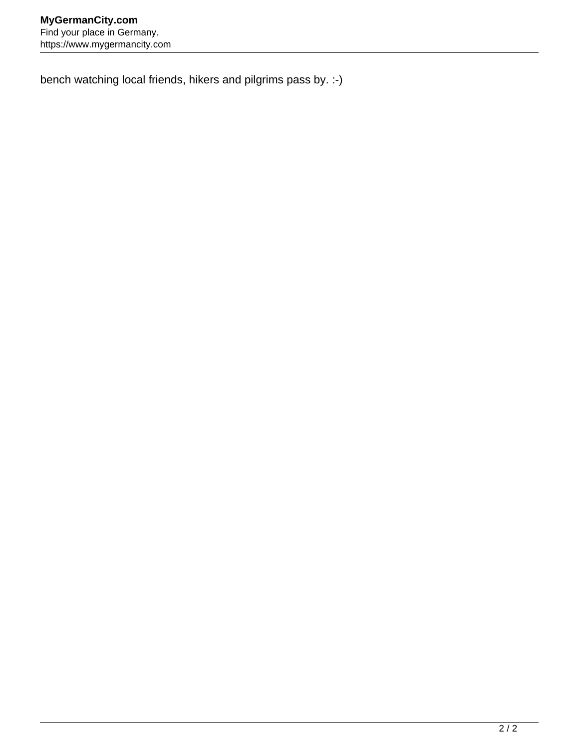bench watching local friends, hikers and pilgrims pass by. :-)